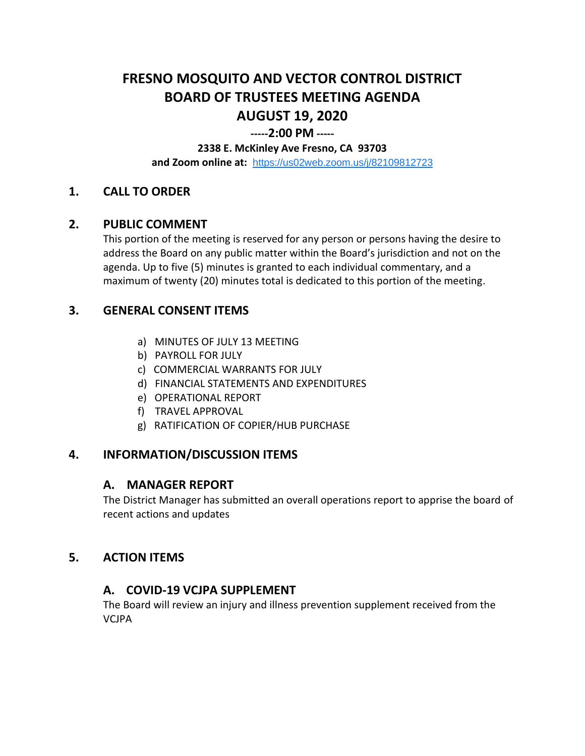# FRESNO MOSQUITO AND VECTOR CONTROL DISTRICT
# BOARD OF TRUSTEES MEETING AGENDA
# AUGUST 19, 2020

**-----2:00 PM -----**

**2338 E. McKinley Ave Fresno, CA 93703**

**and Zoom online at:** https://us02web.zoom.us/j/82109812723

## 1. CALL TO ORDER

## 2. PUBLIC COMMENT

This portion of the meeting is reserved for any person or persons having the desire to address the Board on any public matter within the Board's jurisdiction and not on the agenda. Up to five (5) minutes is granted to each individual commentary, and a maximum of twenty (20) minutes total is dedicated to this portion of the meeting.

## 3. GENERAL CONSENT ITEMS

a) MINUTES OF JULY 13 MEETING
b) PAYROLL FOR JULY
c) COMMERCIAL WARRANTS FOR JULY
d) FINANCIAL STATEMENTS AND EXPENDITURES
e) OPERATIONAL REPORT
f) TRAVEL APPROVAL
g) RATIFICATION OF COPIER/HUB PURCHASE

## 4. INFORMATION/DISCUSSION ITEMS

### A. MANAGER REPORT

The District Manager has submitted an overall operations report to apprise the board of recent actions and updates

## 5. ACTION ITEMS

### A. COVID-19 VCJPA SUPPLEMENT

The Board will review an injury and illness prevention supplement received from the VCJPA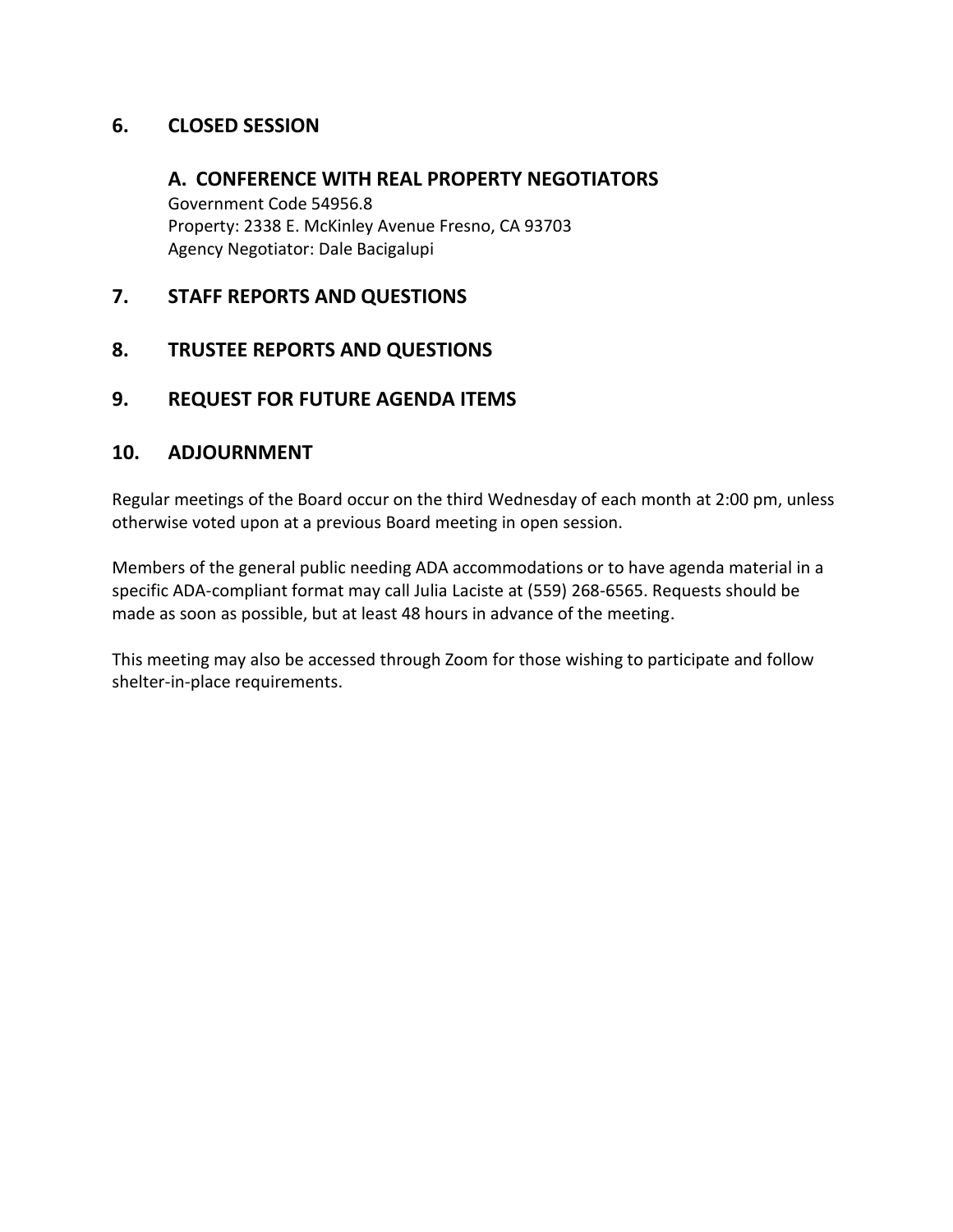## 6. CLOSED SESSION

### A. CONFERENCE WITH REAL PROPERTY NEGOTIATORS

Government Code 54956.8
Property: 2338 E. McKinley Avenue Fresno, CA 93703
Agency Negotiator: Dale Bacigalupi

## 7. STAFF REPORTS AND QUESTIONS

## 8. TRUSTEE REPORTS AND QUESTIONS

## 9. REQUEST FOR FUTURE AGENDA ITEMS

## 10. ADJOURNMENT

Regular meetings of the Board occur on the third Wednesday of each month at 2:00 pm, unless otherwise voted upon at a previous Board meeting in open session.

Members of the general public needing ADA accommodations or to have agenda material in a specific ADA-compliant format may call Julia Laciste at (559) 268-6565. Requests should be made as soon as possible, but at least 48 hours in advance of the meeting.

This meeting may also be accessed through Zoom for those wishing to participate and follow shelter-in-place requirements.